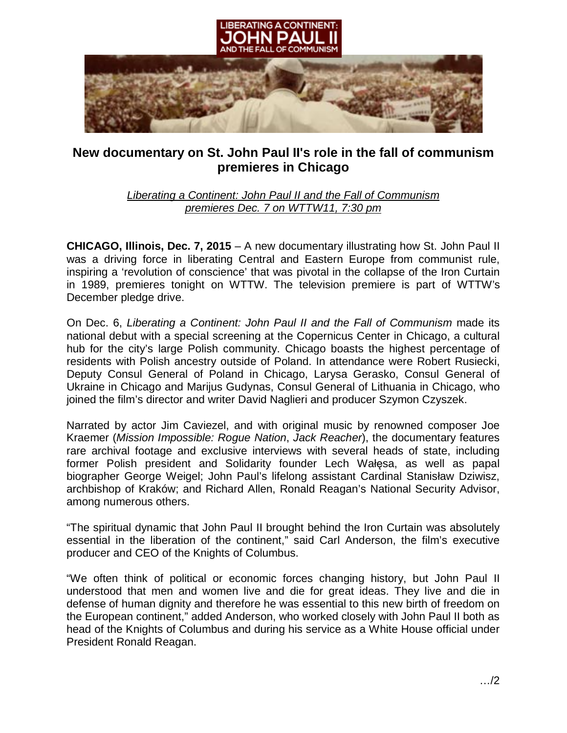# New documentary on St. John Paul II's role in the fall of communism premieres in Chicago

*Liberating a Continent: John Paul II and the Fall of Communism premieres Dec. 7 on WTTW11, 7:30 pm*

**CHICAGO, Illinois, Dec. 7, 2015** – A new documentary illustrating how St. John Paul II was a driving force in liberating Central and Eastern Europe from communist rule, inspiring a 'revolution of conscience' that was pivotal in the collapse of the Iron Curtain in 1989, premieres tonight on WTTW. The television premiere is part of WTTW's December pledge drive.

On Dec. 6, *Liberating a Continent: John Paul II and the Fall of Communism* made its national debut with a special screening at the Copernicus Center in Chicago, a cultural hub for the city's large Polish community. Chicago boasts the highest percentage of residents with Polish ancestry outside of Poland. In attendance were Robert Rusiecki, Deputy Consul General of Poland in Chicago, Larysa Gerasko, Consul General of Ukraine in Chicago and Marijus Gudynas, Consul General of Lithuania in Chicago, who joined the film's director and writer David Naglieri and producer Szymon Czyszek.

Narrated by actor Jim Caviezel, and with original music by renowned composer Joe Kraemer (*Mission Impossible: Rogue Nation*, *Jack Reacher*), the documentary features rare archival footage and exclusive interviews with several heads of state, including former Polish president and Solidarity founder Lech Wałęsa, as well as papal biographer George Weigel; John Paul's lifelong assistant Cardinal Stanisław Dziwisz, archbishop of Kraków; and Richard Allen, Ronald Reagan's National Security Advisor, among numerous others.

"The spiritual dynamic that John Paul II brought behind the Iron Curtain was absolutely essential in the liberation of the continent," said Carl Anderson, the film's executive producer and CEO of the Knights of Columbus.

"We often think of political or economic forces changing history, but John Paul II understood that men and women live and die for great ideas. They live and die in defense of human dignity and therefore he was essential to this new birth of freedom on the European continent," added Anderson, who worked closely with John Paul II both as head of the Knights of Columbus and during his service as a White House official under President Ronald Reagan.

…/2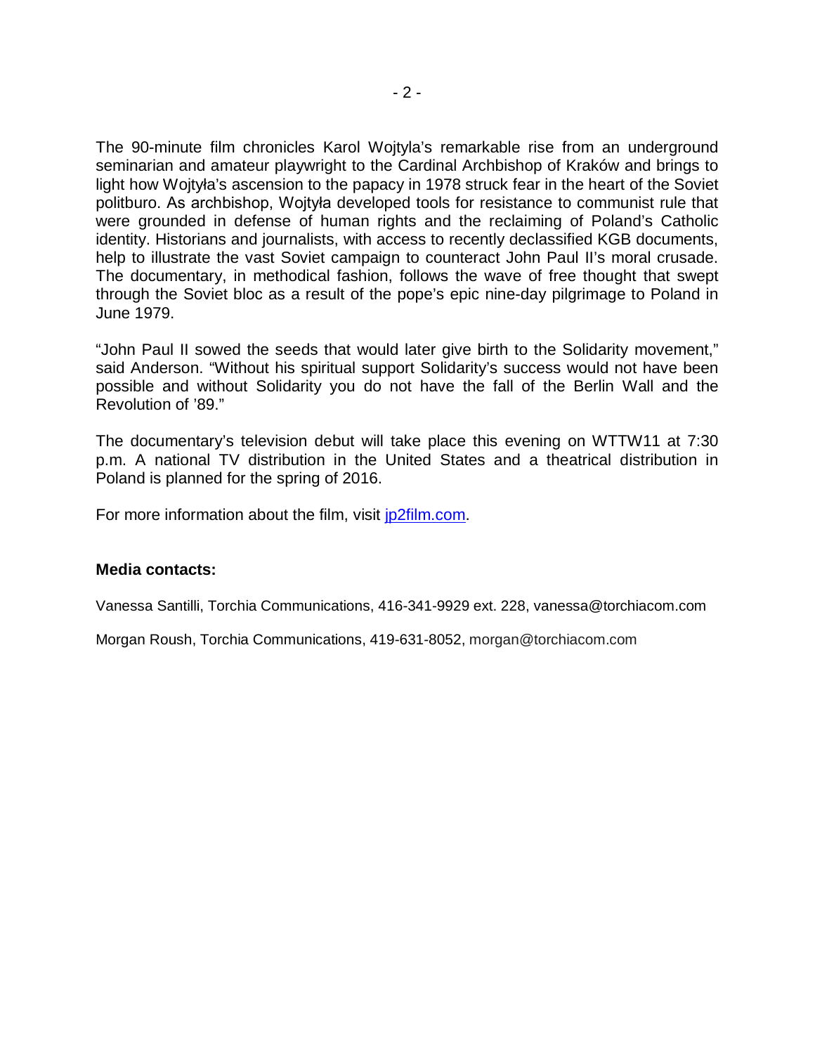The 90-minute film chronicles Karol Wojtyla's remarkable rise from an underground seminarian and amateur playwright to the Cardinal Archbishop of Kraków and brings to light how Wojtyła's ascension to the papacy in 1978 struck fear in the heart of the Soviet politburo. As archbishop, Wojtyła developed tools for resistance to communist rule that were grounded in defense of human rights and the reclaiming of Poland's Catholic identity. Historians and journalists, with access to recently declassified KGB documents, help to illustrate the vast Soviet campaign to counteract John Paul II's moral crusade. The documentary, in methodical fashion, follows the wave of free thought that swept through the Soviet bloc as a result of the pope's epic nine-day pilgrimage to Poland in June 1979.

"John Paul II sowed the seeds that would later give birth to the Solidarity movement," said Anderson. "Without his spiritual support Solidarity's success would not have been possible and without Solidarity you do not have the fall of the Berlin Wall and the Revolution of '89."

The documentary's television debut will take place this evening on WTTW11 at 7:30 p.m. A national TV distribution in the United States and a theatrical distribution in Poland is planned for the spring of 2016.

For more information about the film, visit [jp2film.com](jp2film.com).

**Media contacts:**

Vanessa Santilli, Torchia Communications, 416-341-9929 ext. 228, vanessa@torchiacom.com

Morgan Roush, Torchia Communications, 419-631-8052, morgan@torchiacom.com